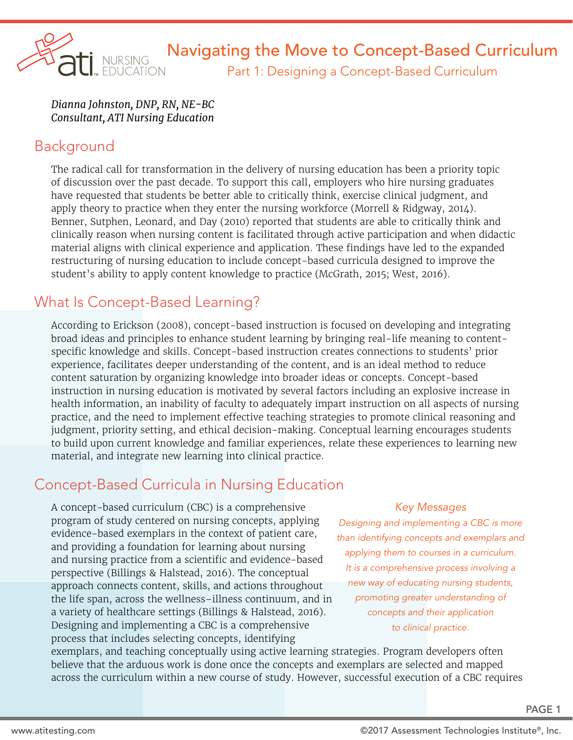# Navigating the Move to Concept-Based Curriculum

## Part 1: Designing a Concept-Based Curriculum

*Dianna Johnston, DNP, RN, NE-BC*
*Consultant, ATI Nursing Education*

## Background

The radical call for transformation in the delivery of nursing education has been a priority topic of discussion over the past decade. To support this call, employers who hire nursing graduates have requested that students be better able to critically think, exercise clinical judgment, and apply theory to practice when they enter the nursing workforce (Morrell & Ridgway, 2014). Benner, Sutphen, Leonard, and Day (2010) reported that students are able to critically think and clinically reason when nursing content is facilitated through active participation and when didactic material aligns with clinical experience and application. These findings have led to the expanded restructuring of nursing education to include concept-based curricula designed to improve the student's ability to apply content knowledge to practice (McGrath, 2015; West, 2016).

## What Is Concept-Based Learning?

According to Erickson (2008), concept-based instruction is focused on developing and integrating broad ideas and principles to enhance student learning by bringing real-life meaning to content-specific knowledge and skills. Concept-based instruction creates connections to students' prior experience, facilitates deeper understanding of the content, and is an ideal method to reduce content saturation by organizing knowledge into broader ideas or concepts. Concept-based instruction in nursing education is motivated by several factors including an explosive increase in health information, an inability of faculty to adequately impart instruction on all aspects of nursing practice, and the need to implement effective teaching strategies to promote clinical reasoning and judgment, priority setting, and ethical decision-making. Conceptual learning encourages students to build upon current knowledge and familiar experiences, relate these experiences to learning new material, and integrate new learning into clinical practice.

## Concept-Based Curricula in Nursing Education

A concept-based curriculum (CBC) is a comprehensive program of study centered on nursing concepts, applying evidence-based exemplars in the context of patient care, and providing a foundation for learning about nursing and nursing practice from a scientific and evidence-based perspective (Billings & Halstead, 2016). The conceptual approach connects content, skills, and actions throughout the life span, across the wellness–illness continuum, and in a variety of healthcare settings (Billings & Halstead, 2016). Designing and implementing a CBC is a comprehensive process that includes selecting concepts, identifying exemplars, and teaching conceptually using active learning strategies. Program developers often believe that the arduous work is done once the concepts and exemplars are selected and mapped across the curriculum within a new course of study. However, successful execution of a CBC requires

> *Key Messages*
>
> *Designing and implementing a CBC is more than identifying concepts and exemplars and applying them to courses in a curriculum. It is a comprehensive process involving a new way of educating nursing students, promoting greater understanding of concepts and their application to clinical practice.*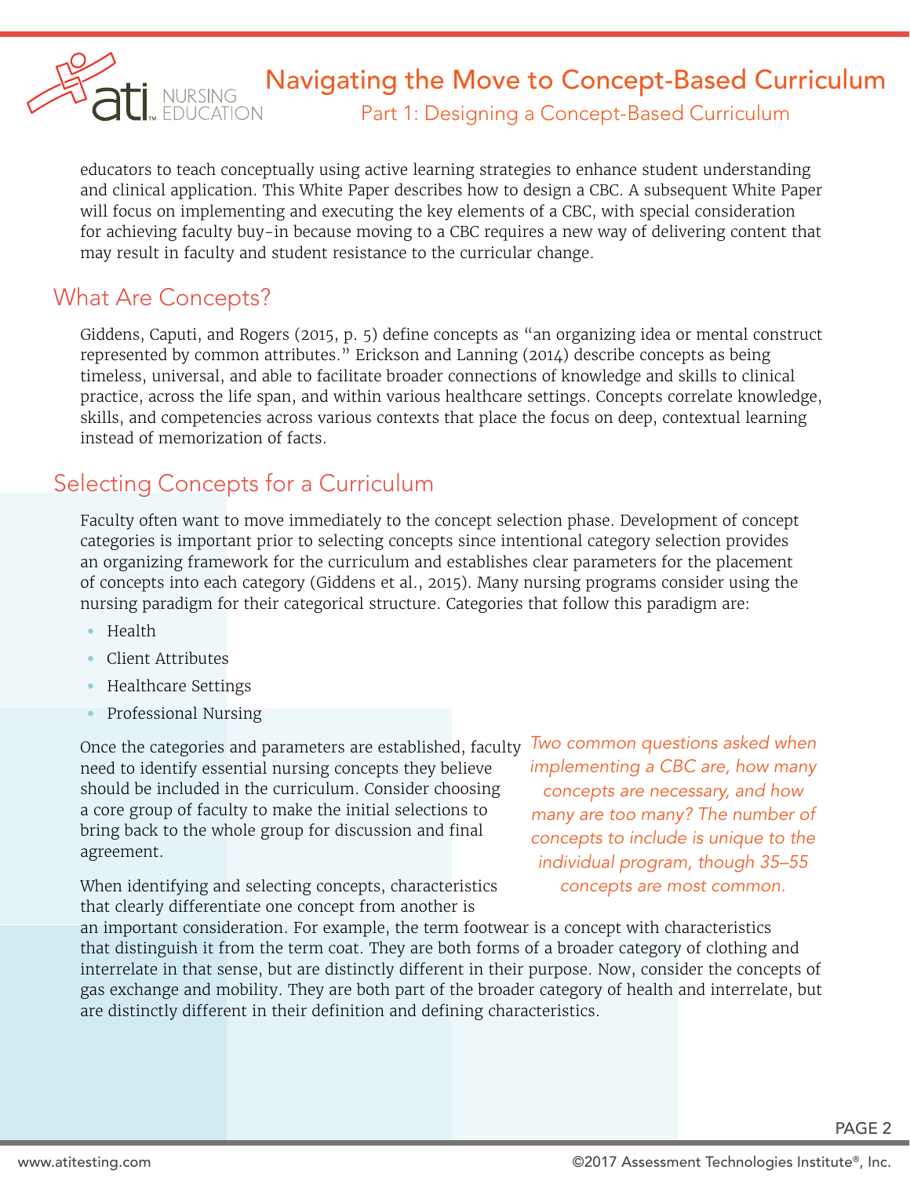educators to teach conceptually using active learning strategies to enhance student understanding and clinical application. This White Paper describes how to design a CBC. A subsequent White Paper will focus on implementing and executing the key elements of a CBC, with special consideration for achieving faculty buy-in because moving to a CBC requires a new way of delivering content that may result in faculty and student resistance to the curricular change.

## What Are Concepts?

Giddens, Caputi, and Rogers (2015, p. 5) define concepts as "an organizing idea or mental construct represented by common attributes." Erickson and Lanning (2014) describe concepts as being timeless, universal, and able to facilitate broader connections of knowledge and skills to clinical practice, across the life span, and within various healthcare settings. Concepts correlate knowledge, skills, and competencies across various contexts that place the focus on deep, contextual learning instead of memorization of facts.

## Selecting Concepts for a Curriculum

Faculty often want to move immediately to the concept selection phase. Development of concept categories is important prior to selecting concepts since intentional category selection provides an organizing framework for the curriculum and establishes clear parameters for the placement of concepts into each category (Giddens et al., 2015). Many nursing programs consider using the nursing paradigm for their categorical structure. Categories that follow this paradigm are:

- Health
- Client Attributes
- Healthcare Settings
- Professional Nursing

Once the categories and parameters are established, faculty need to identify essential nursing concepts they believe should be included in the curriculum. Consider choosing a core group of faculty to make the initial selections to bring back to the whole group for discussion and final agreement.

*Two common questions asked when implementing a CBC are, how many concepts are necessary, and how many are too many? The number of concepts to include is unique to the individual program, though 35–55 concepts are most common.*

When identifying and selecting concepts, characteristics that clearly differentiate one concept from another is an important consideration. For example, the term footwear is a concept with characteristics that distinguish it from the term coat. They are both forms of a broader category of clothing and interrelate in that sense, but are distinctly different in their purpose. Now, consider the concepts of gas exchange and mobility. They are both part of the broader category of health and interrelate, but are distinctly different in their definition and defining characteristics.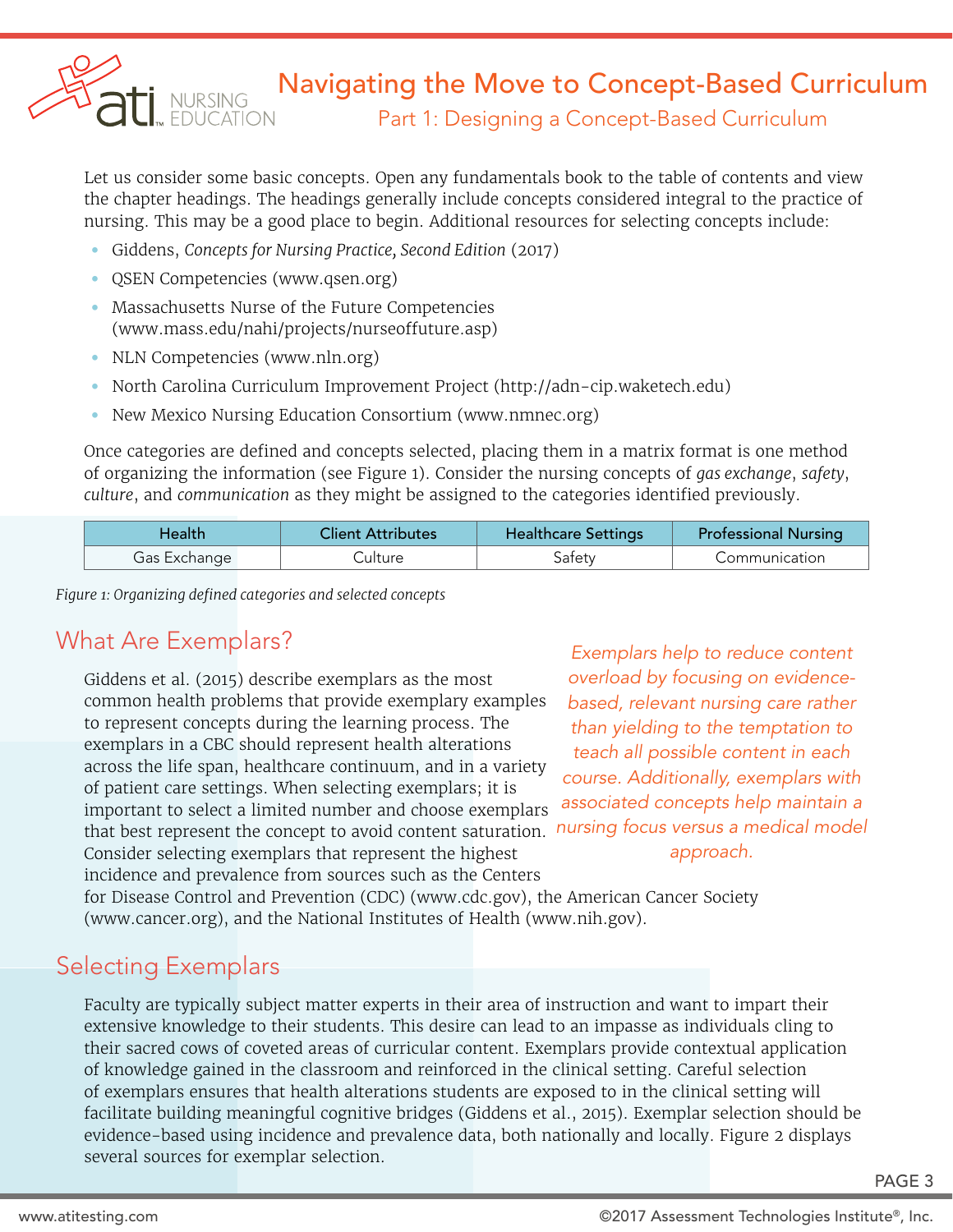Let us consider some basic concepts. Open any fundamentals book to the table of contents and view the chapter headings. The headings generally include concepts considered integral to the practice of nursing. This may be a good place to begin. Additional resources for selecting concepts include:

- Giddens, *Concepts for Nursing Practice, Second Edition* (2017)
- QSEN Competencies (www.qsen.org)
- Massachusetts Nurse of the Future Competencies (www.mass.edu/nahi/projects/nurseoffuture.asp)
- NLN Competencies (www.nln.org)
- North Carolina Curriculum Improvement Project (http://adn-cip.waketech.edu)
- New Mexico Nursing Education Consortium (www.nmnec.org)

Once categories are defined and concepts selected, placing them in a matrix format is one method of organizing the information (see Figure 1). Consider the nursing concepts of *gas exchange*, *safety*, *culture*, and *communication* as they might be assigned to the categories identified previously.

| Health | Client Attributes | Healthcare Settings | Professional Nursing |
|---|---|---|---|
| Gas Exchange | Culture | Safety | Communication |

*Figure 1: Organizing defined categories and selected concepts*

## What Are Exemplars?

Giddens et al. (2015) describe exemplars as the most common health problems that provide exemplary examples to represent concepts during the learning process. The exemplars in a CBC should represent health alterations across the life span, healthcare continuum, and in a variety of patient care settings. When selecting exemplars; it is important to select a limited number and choose exemplars that best represent the concept to avoid content saturation. Consider selecting exemplars that represent the highest incidence and prevalence from sources such as the Centers for Disease Control and Prevention (CDC) (www.cdc.gov), the American Cancer Society (www.cancer.org), and the National Institutes of Health (www.nih.gov).

*Exemplars help to reduce content overload by focusing on evidence-based, relevant nursing care rather than yielding to the temptation to teach all possible content in each course. Additionally, exemplars with associated concepts help maintain a nursing focus versus a medical model approach.*

## Selecting Exemplars

Faculty are typically subject matter experts in their area of instruction and want to impart their extensive knowledge to their students. This desire can lead to an impasse as individuals cling to their sacred cows of coveted areas of curricular content. Exemplars provide contextual application of knowledge gained in the classroom and reinforced in the clinical setting. Careful selection of exemplars ensures that health alterations students are exposed to in the clinical setting will facilitate building meaningful cognitive bridges (Giddens et al., 2015). Exemplar selection should be evidence-based using incidence and prevalence data, both nationally and locally. Figure 2 displays several sources for exemplar selection.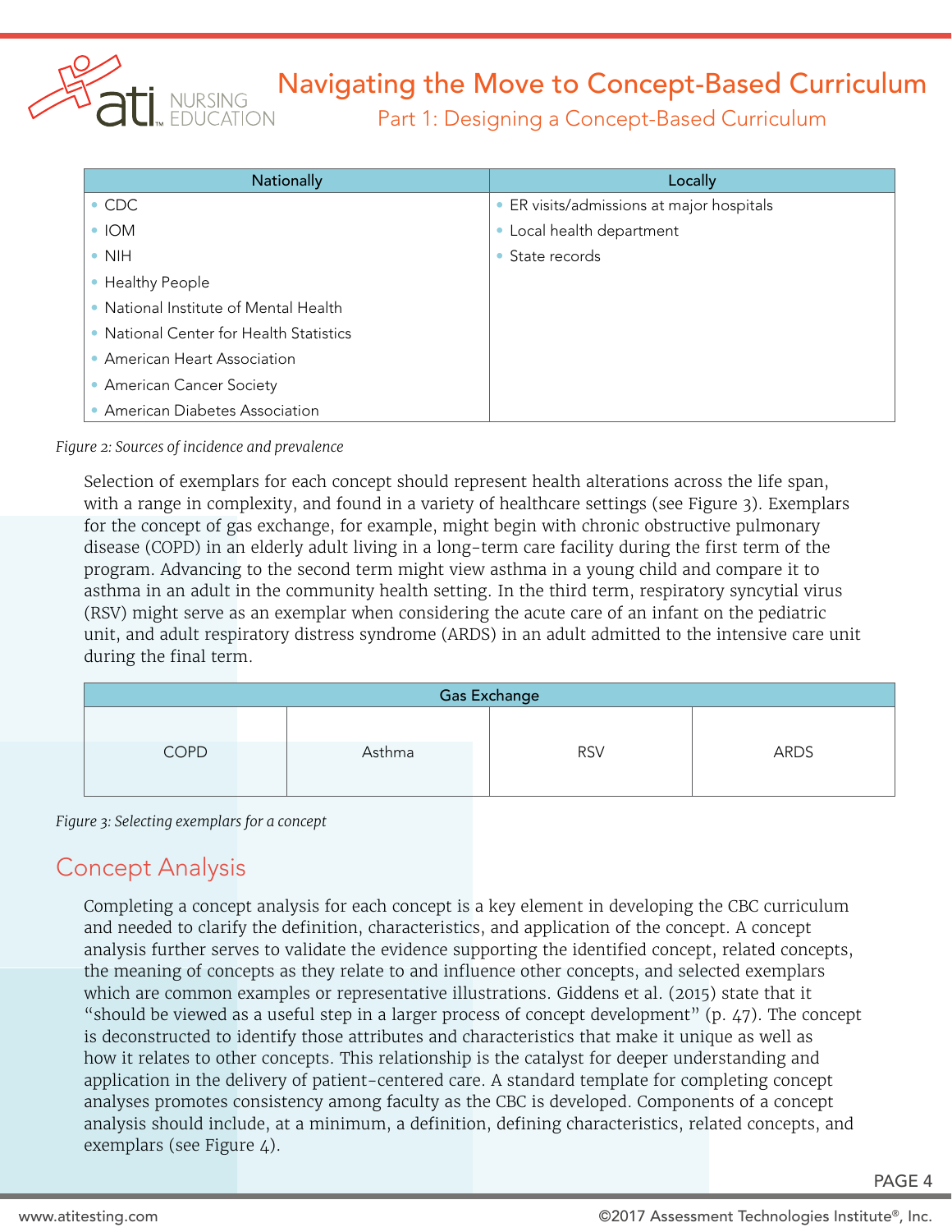| Nationally | Locally |
|---|---|
| • CDC | • ER visits/admissions at major hospitals |
| • IOM | • Local health department |
| • NIH | • State records |
| • Healthy People | |
| • National Institute of Mental Health | |
| • National Center for Health Statistics | |
| • American Heart Association | |
| • American Cancer Society | |
| • American Diabetes Association | |

*Figure 2: Sources of incidence and prevalence*

Selection of exemplars for each concept should represent health alterations across the life span, with a range in complexity, and found in a variety of healthcare settings (see Figure 3). Exemplars for the concept of gas exchange, for example, might begin with chronic obstructive pulmonary disease (COPD) in an elderly adult living in a long-term care facility during the first term of the program. Advancing to the second term might view asthma in a young child and compare it to asthma in an adult in the community health setting. In the third term, respiratory syncytial virus (RSV) might serve as an exemplar when considering the acute care of an infant on the pediatric unit, and adult respiratory distress syndrome (ARDS) in an adult admitted to the intensive care unit during the final term.

| Gas Exchange | | | |
|---|---|---|---|
| COPD | Asthma | RSV | ARDS |

*Figure 3: Selecting exemplars for a concept*

## Concept Analysis

Completing a concept analysis for each concept is a key element in developing the CBC curriculum and needed to clarify the definition, characteristics, and application of the concept. A concept analysis further serves to validate the evidence supporting the identified concept, related concepts, the meaning of concepts as they relate to and influence other concepts, and selected exemplars which are common examples or representative illustrations. Giddens et al. (2015) state that it "should be viewed as a useful step in a larger process of concept development" (p. 47). The concept is deconstructed to identify those attributes and characteristics that make it unique as well as how it relates to other concepts. This relationship is the catalyst for deeper understanding and application in the delivery of patient-centered care. A standard template for completing concept analyses promotes consistency among faculty as the CBC is developed. Components of a concept analysis should include, at a minimum, a definition, defining characteristics, related concepts, and exemplars (see Figure 4).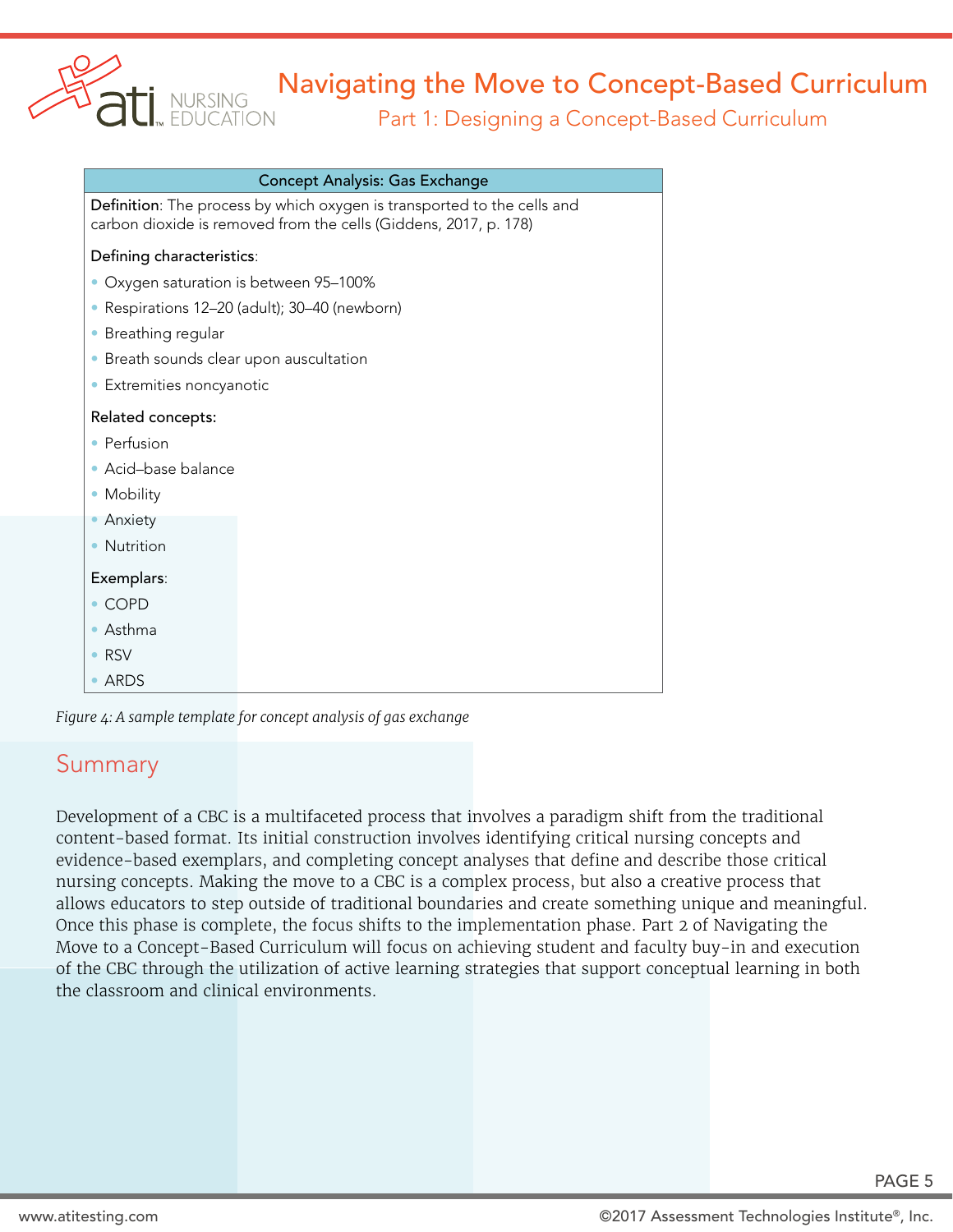| Concept Analysis: Gas Exchange |
|---|
| **Definition**: The process by which oxygen is transported to the cells and carbon dioxide is removed from the cells (Giddens, 2017, p. 178)<br><br>**Defining characteristics**:<br>• Oxygen saturation is between 95–100%<br>• Respirations 12–20 (adult); 30–40 (newborn)<br>• Breathing regular<br>• Breath sounds clear upon auscultation<br>• Extremities noncyanotic<br><br>**Related concepts:**<br>• Perfusion<br>• Acid–base balance<br>• Mobility<br>• Anxiety<br>• Nutrition<br><br>**Exemplars**:<br>• COPD<br>• Asthma<br>• RSV<br>• ARDS |

*Figure 4: A sample template for concept analysis of gas exchange*

## Summary

Development of a CBC is a multifaceted process that involves a paradigm shift from the traditional content-based format. Its initial construction involves identifying critical nursing concepts and evidence-based exemplars, and completing concept analyses that define and describe those critical nursing concepts. Making the move to a CBC is a complex process, but also a creative process that allows educators to step outside of traditional boundaries and create something unique and meaningful. Once this phase is complete, the focus shifts to the implementation phase. Part 2 of Navigating the Move to a Concept-Based Curriculum will focus on achieving student and faculty buy-in and execution of the CBC through the utilization of active learning strategies that support conceptual learning in both the classroom and clinical environments.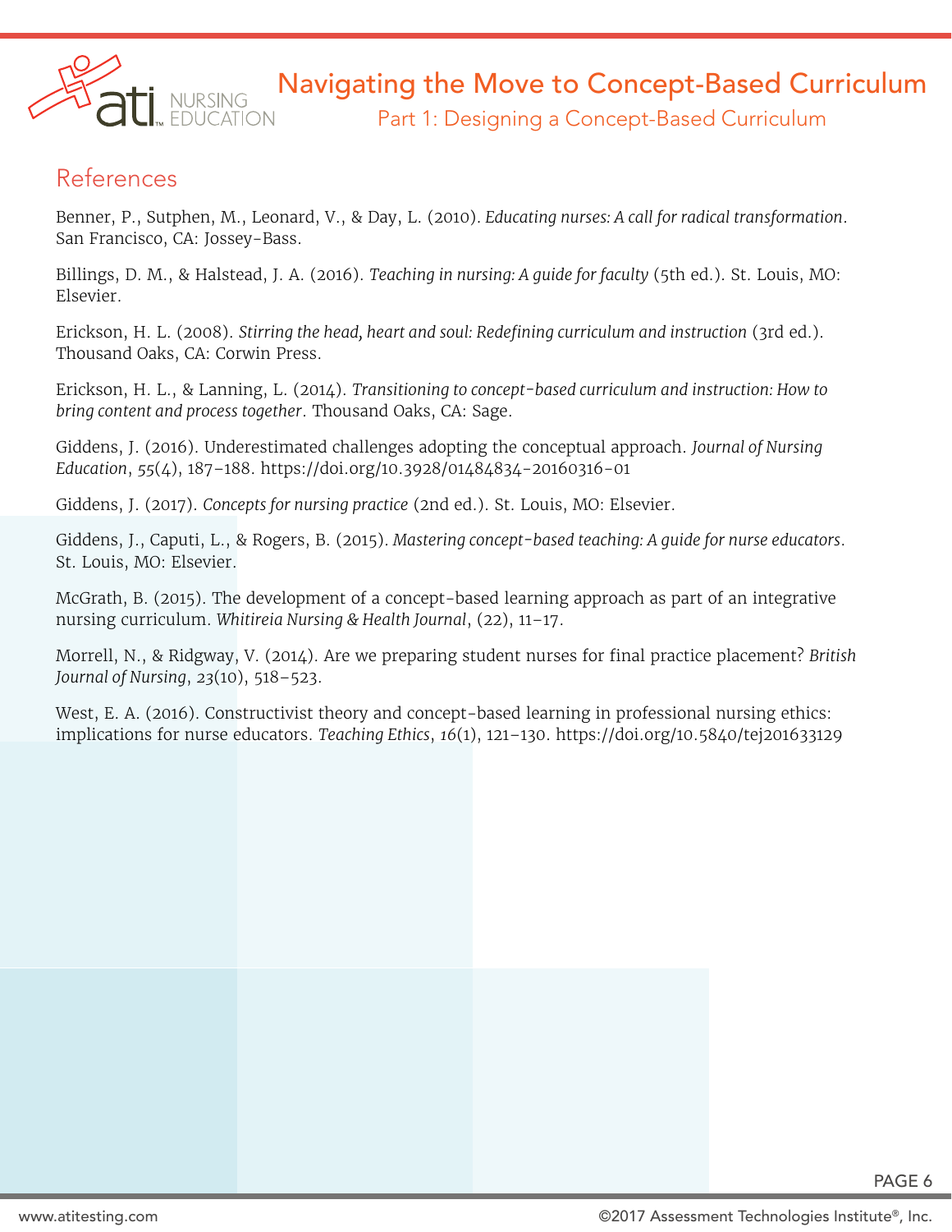## References

Benner, P., Sutphen, M., Leonard, V., & Day, L. (2010). *Educating nurses: A call for radical transformation*. San Francisco, CA: Jossey-Bass.

Billings, D. M., & Halstead, J. A. (2016). *Teaching in nursing: A guide for faculty* (5th ed.). St. Louis, MO: Elsevier.

Erickson, H. L. (2008). *Stirring the head, heart and soul: Redefining curriculum and instruction* (3rd ed.). Thousand Oaks, CA: Corwin Press.

Erickson, H. L., & Lanning, L. (2014). *Transitioning to concept-based curriculum and instruction: How to bring content and process together*. Thousand Oaks, CA: Sage.

Giddens, J. (2016). Underestimated challenges adopting the conceptual approach. *Journal of Nursing Education*, *55*(4), 187–188. https://doi.org/10.3928/01484834-20160316-01

Giddens, J. (2017). *Concepts for nursing practice* (2nd ed.). St. Louis, MO: Elsevier.

Giddens, J., Caputi, L., & Rogers, B. (2015). *Mastering concept-based teaching: A guide for nurse educators*. St. Louis, MO: Elsevier.

McGrath, B. (2015). The development of a concept-based learning approach as part of an integrative nursing curriculum. *Whitireia Nursing & Health Journal*, (22), 11–17.

Morrell, N., & Ridgway, V. (2014). Are we preparing student nurses for final practice placement? *British Journal of Nursing*, *23*(10), 518–523.

West, E. A. (2016). Constructivist theory and concept-based learning in professional nursing ethics: implications for nurse educators. *Teaching Ethics*, *16*(1), 121–130. https://doi.org/10.5840/tej201633129